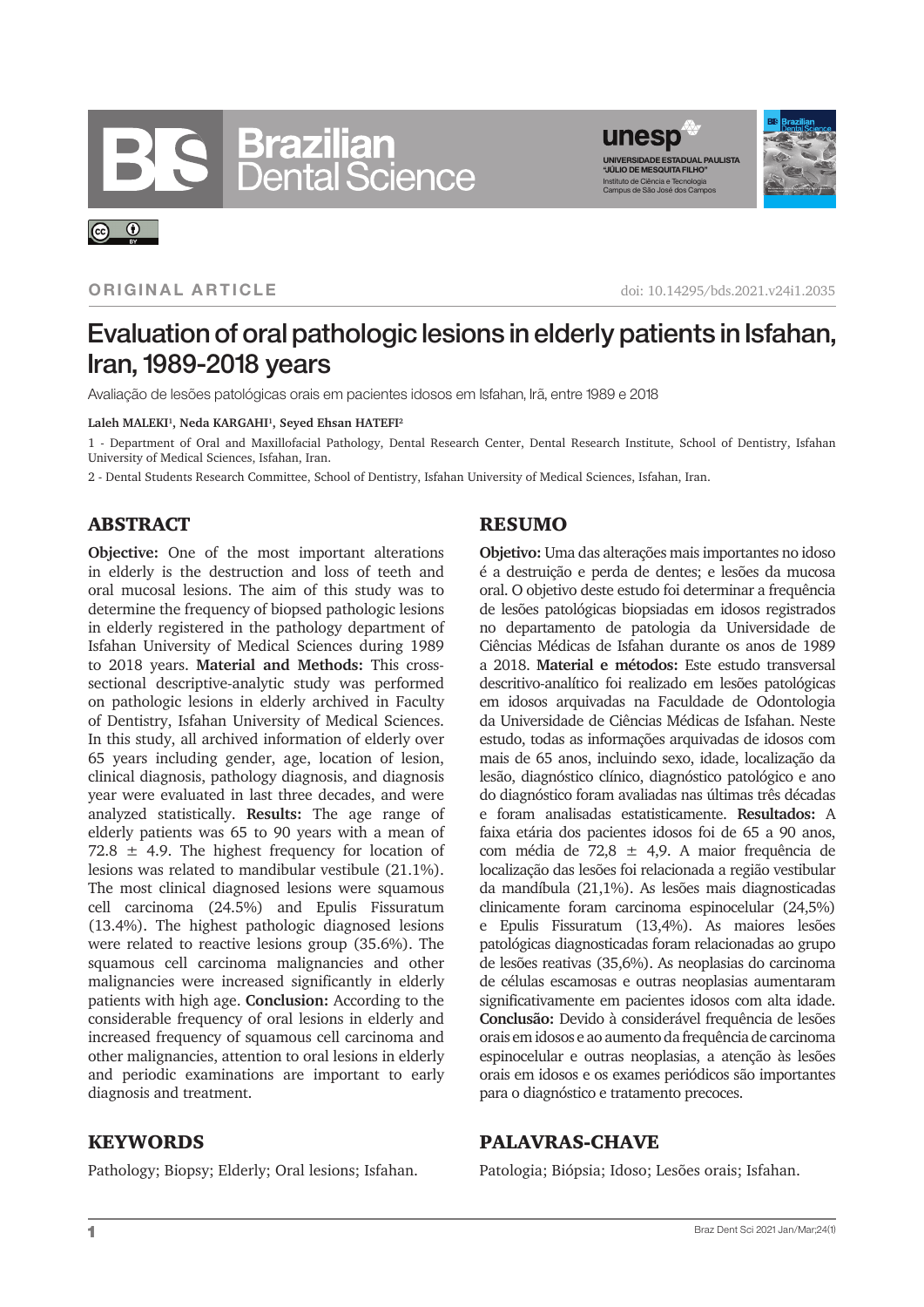ORIGINAL ARTICLE

doi: 10.14295/bds.2021.v24i1.2035

# Evaluation of oral pathologic lesions in elderly patients in Isfahan, Iran, 1989-2018 years

Avaliação de lesões patológicas orais em pacientes idosos em Isfahan, Irã, entre 1989 e 2018

**Laleh MALEKI[1], Neda KARGAHI[1], Seyed Ehsan HATEFI[2]**

1 - Department of Oral and Maxillofacial Pathology, Dental Research Center, Dental Research Institute, School of Dentistry, Isfahan University of Medical Sciences, Isfahan, Iran.

2 - Dental Students Research Committee, School of Dentistry, Isfahan University of Medical Sciences, Isfahan, Iran.

## ABSTRACT

**Objective:** One of the most important alterations in elderly is the destruction and loss of teeth and oral mucosal lesions. The aim of this study was to determine the frequency of biopsed pathologic lesions in elderly registered in the pathology department of Isfahan University of Medical Sciences during 1989 to 2018 years. **Material and Methods:** This cross-sectional descriptive-analytic study was performed on pathologic lesions in elderly archived in Faculty of Dentistry, Isfahan University of Medical Sciences. In this study, all archived information of elderly over 65 years including gender, age, location of lesion, clinical diagnosis, pathology diagnosis, and diagnosis year were evaluated in last three decades, and were analyzed statistically. **Results:** The age range of elderly patients was 65 to 90 years with a mean of 72.8 ± 4.9. The highest frequency for location of lesions was related to mandibular vestibule (21.1%). The most clinical diagnosed lesions were squamous cell carcinoma (24.5%) and Epulis Fissuratum (13.4%). The highest pathologic diagnosed lesions were related to reactive lesions group (35.6%). The squamous cell carcinoma malignancies and other malignancies were increased significantly in elderly patients with high age. **Conclusion:** According to the considerable frequency of oral lesions in elderly and increased frequency of squamous cell carcinoma and other malignancies, attention to oral lesions in elderly and periodic examinations are important to early diagnosis and treatment.

## KEYWORDS

Pathology; Biopsy; Elderly; Oral lesions; Isfahan.

## RESUMO

**Objetivo:** Uma das alterações mais importantes no idoso é a destruição e perda de dentes; e lesões da mucosa oral. O objetivo deste estudo foi determinar a frequência de lesões patológicas biopsiadas em idosos registrados no departamento de patologia da Universidade de Ciências Médicas de Isfahan durante os anos de 1989 a 2018. **Material e métodos:** Este estudo transversal descritivo-analítico foi realizado em lesões patológicas em idosos arquivadas na Faculdade de Odontologia da Universidade de Ciências Médicas de Isfahan. Neste estudo, todas as informações arquivadas de idosos com mais de 65 anos, incluindo sexo, idade, localização da lesão, diagnóstico clínico, diagnóstico patológico e ano do diagnóstico foram avaliadas nas últimas três décadas e foram analisadas estatisticamente. **Resultados:** A faixa etária dos pacientes idosos foi de 65 a 90 anos, com média de 72,8 ± 4,9. A maior frequência de localização das lesões foi relacionada a região vestibular da mandíbula (21,1%). As lesões mais diagnosticadas clinicamente foram carcinoma espinocelular (24,5%) e Epulis Fissuratum (13,4%). As maiores lesões patológicas diagnosticadas foram relacionadas ao grupo de lesões reativas (35,6%). As neoplasias do carcinoma de células escamosas e outras neoplasias aumentaram significativamente em pacientes idosos com alta idade. **Conclusão:** Devido à considerável frequência de lesões orais em idosos e ao aumento da frequência de carcinoma espinocelular e outras neoplasias, a atenção às lesões orais em idosos e os exames periódicos são importantes para o diagnóstico e tratamento precoces.

## PALAVRAS-CHAVE

Patologia; Biópsia; Idoso; Lesões orais; Isfahan.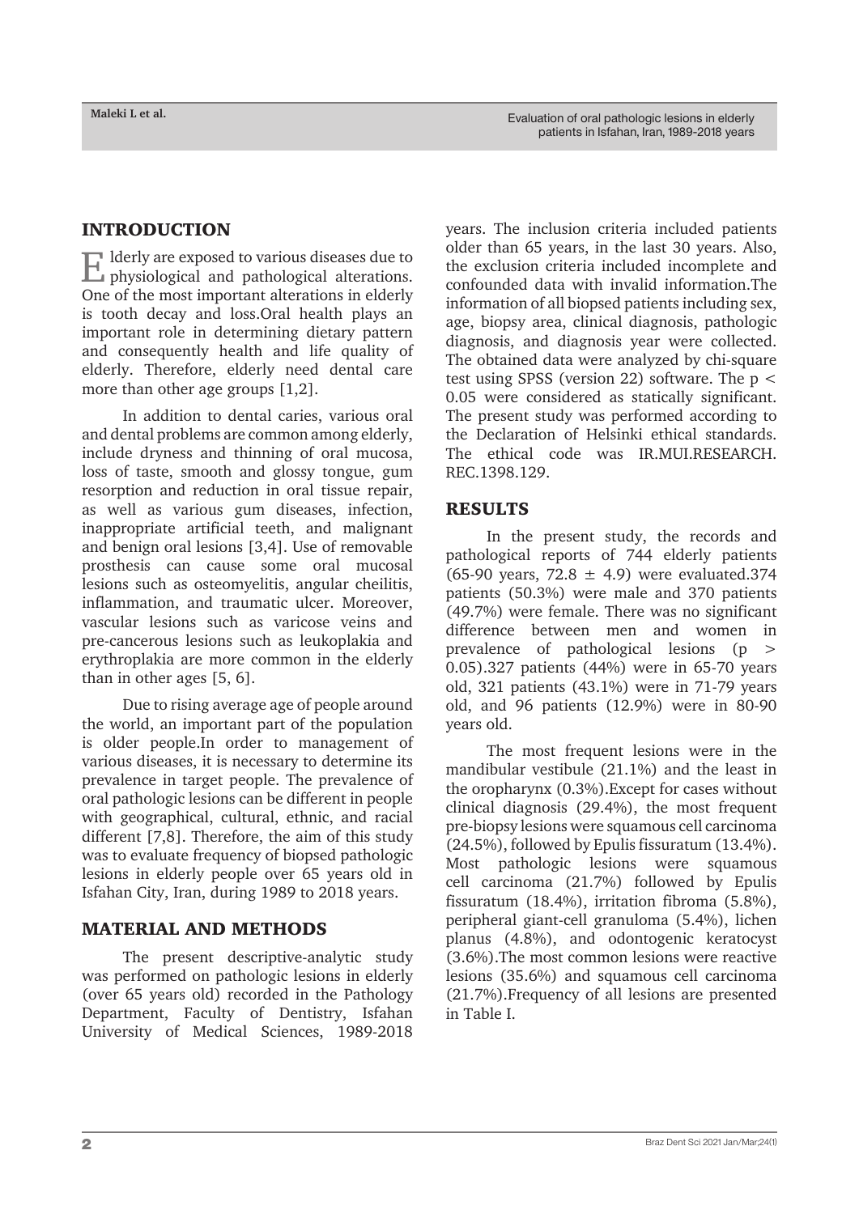## INTRODUCTION

Elderly are exposed to various diseases due to physiological and pathological alterations. One of the most important alterations in elderly is tooth decay and loss.Oral health plays an important role in determining dietary pattern and consequently health and life quality of elderly. Therefore, elderly need dental care more than other age groups [1,2].

In addition to dental caries, various oral and dental problems are common among elderly, include dryness and thinning of oral mucosa, loss of taste, smooth and glossy tongue, gum resorption and reduction in oral tissue repair, as well as various gum diseases, infection, inappropriate artificial teeth, and malignant and benign oral lesions [3,4]. Use of removable prosthesis can cause some oral mucosal lesions such as osteomyelitis, angular cheilitis, inflammation, and traumatic ulcer. Moreover, vascular lesions such as varicose veins and pre-cancerous lesions such as leukoplakia and erythroplakia are more common in the elderly than in other ages [5, 6].

Due to rising average age of people around the world, an important part of the population is older people.In order to management of various diseases, it is necessary to determine its prevalence in target people. The prevalence of oral pathologic lesions can be different in people with geographical, cultural, ethnic, and racial different [7,8]. Therefore, the aim of this study was to evaluate frequency of biopsed pathologic lesions in elderly people over 65 years old in Isfahan City, Iran, during 1989 to 2018 years.

## MATERIAL AND METHODS

The present descriptive-analytic study was performed on pathologic lesions in elderly (over 65 years old) recorded in the Pathology Department, Faculty of Dentistry, Isfahan University of Medical Sciences, 1989-2018 years. The inclusion criteria included patients older than 65 years, in the last 30 years. Also, the exclusion criteria included incomplete and confounded data with invalid information.The information of all biopsed patients including sex, age, biopsy area, clinical diagnosis, pathologic diagnosis, and diagnosis year were collected. The obtained data were analyzed by chi-square test using SPSS (version 22) software. The $p < 0.05$ were considered as statically significant. The present study was performed according to the Declaration of Helsinki ethical standards. The ethical code was IR.MUI.RESEARCH.REC.1398.129.

## RESULTS

In the present study, the records and pathological reports of 744 elderly patients (65-90 years, $72.8 \pm 4.9$) were evaluated.374 patients (50.3%) were male and 370 patients (49.7%) were female. There was no significant difference between men and women in prevalence of pathological lesions ($p > 0.05$).327 patients (44%) were in 65-70 years old, 321 patients (43.1%) were in 71-79 years old, and 96 patients (12.9%) were in 80-90 years old.

The most frequent lesions were in the mandibular vestibule (21.1%) and the least in the oropharynx (0.3%).Except for cases without clinical diagnosis (29.4%), the most frequent pre-biopsy lesions were squamous cell carcinoma (24.5%), followed by Epulis fissuratum (13.4%). Most pathologic lesions were squamous cell carcinoma (21.7%) followed by Epulis fissuratum (18.4%), irritation fibroma (5.8%), peripheral giant-cell granuloma (5.4%), lichen planus (4.8%), and odontogenic keratocyst (3.6%).The most common lesions were reactive lesions (35.6%) and squamous cell carcinoma (21.7%).Frequency of all lesions are presented in Table I.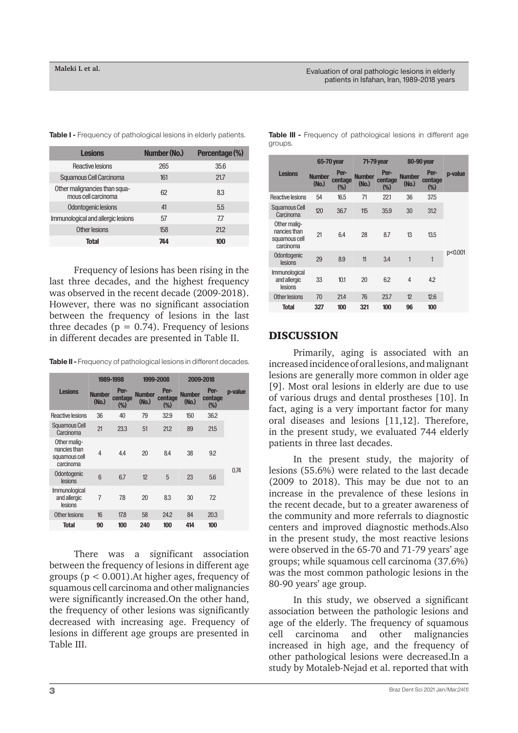**Table I -** Frequency of pathological lesions in elderly patients.

| Lesions | Number (No.) | Percentage (%) |
|---|---|---|
| Reactive lesions | 265 | 35.6 |
| Squamous Cell Carcinoma | 161 | 21.7 |
| Other malignancies than squamous cell carcinoma | 62 | 8.3 |
| Odontogenic lesions | 41 | 5.5 |
| Immunological and allergic lesions | 57 | 7.7 |
| Other lesions | 158 | 21.2 |
| **Total** | **744** | **100** |

Frequency of lesions has been rising in the last three decades, and the highest frequency was observed in the recent decade (2009-2018). However, there was no significant association between the frequency of lesions in the last three decades ($p = 0.74$). Frequency of lesions in different decades are presented in Table II.

**Table II -** Frequency of pathological lesions in different decades.

| Lesions | 1989-1998 | | 1999-2008 | | 2009-2018 | | p-value |
|---|---|---|---|---|---|---|---|
| | Number (No.) | Percentage (%) | Number (No.) | Percentage (%) | Number (No.) | Percentage (%) | |
| Reactive lesions | 36 | 40 | 79 | 32.9 | 150 | 36.2 | 0.74 |
| Squamous Cell Carcinoma | 21 | 23.3 | 51 | 21.2 | 89 | 21.5 | |
| Other malignancies than squamous cell carcinoma | 4 | 4.4 | 20 | 8.4 | 38 | 9.2 | |
| Odontogenic lesions | 6 | 6.7 | 12 | 5 | 23 | 5.6 | |
| Immunological and allergic lesions | 7 | 7.8 | 20 | 8.3 | 30 | 7.2 | |
| Other lesions | 16 | 17.8 | 58 | 24.2 | 84 | 20.3 | |
| **Total** | **90** | **100** | **240** | **100** | **414** | **100** | |

There was a significant association between the frequency of lesions in different age groups ($p < 0.001$).At higher ages, frequency of squamous cell carcinoma and other malignancies were significantly increased.On the other hand, the frequency of other lesions was significantly decreased with increasing age. Frequency of lesions in different age groups are presented in Table III.

**Table III -** Frequency of pathological lesions in different age groups.

| Lesions | 65-70 year | | 71-79 year | | 80-90 year | | p-value |
|---|---|---|---|---|---|---|---|
| | Number (No.) | Percentage (%) | Number (No.) | Percentage (%) | Number (No.) | Percentage (%) | |
| Reactive lesions | 54 | 16.5 | 71 | 22.1 | 36 | 37.5 | p<0.001 |
| Squamous Cell Carcinoma | 120 | 36.7 | 115 | 35.9 | 30 | 31.2 | |
| Other malignancies than squamous cell carcinoma | 21 | 6.4 | 28 | 8.7 | 13 | 13.5 | |
| Odontogenic lesions | 29 | 8.9 | 11 | 3.4 | 1 | 1 | |
| Immunological and allergic lesions | 33 | 10.1 | 20 | 6.2 | 4 | 4.2 | |
| Other lesions | 70 | 21.4 | 76 | 23.7 | 12 | 12.6 | |
| **Total** | **327** | **100** | **321** | **100** | **96** | **100** | |

## DISCUSSION

Primarily, aging is associated with an increased incidence of oral lesions, and malignant lesions are generally more common in older age [9]. Most oral lesions in elderly are due to use of various drugs and dental prostheses [10]. In fact, aging is a very important factor for many oral diseases and lesions [11,12]. Therefore, in the present study, we evaluated 744 elderly patients in three last decades.

In the present study, the majority of lesions (55.6%) were related to the last decade (2009 to 2018). This may be due not to an increase in the prevalence of these lesions in the recent decade, but to a greater awareness of the community and more referrals to diagnostic centers and improved diagnostic methods.Also in the present study, the most reactive lesions were observed in the 65-70 and 71-79 years' age groups; while squamous cell carcinoma (37.6%) was the most common pathologic lesions in the 80-90 years' age group.

In this study, we observed a significant association between the pathologic lesions and age of the elderly. The frequency of squamous cell carcinoma and other malignancies increased in high age, and the frequency of other pathological lesions were decreased.In a study by Motaleb-Nejad et al. reported that with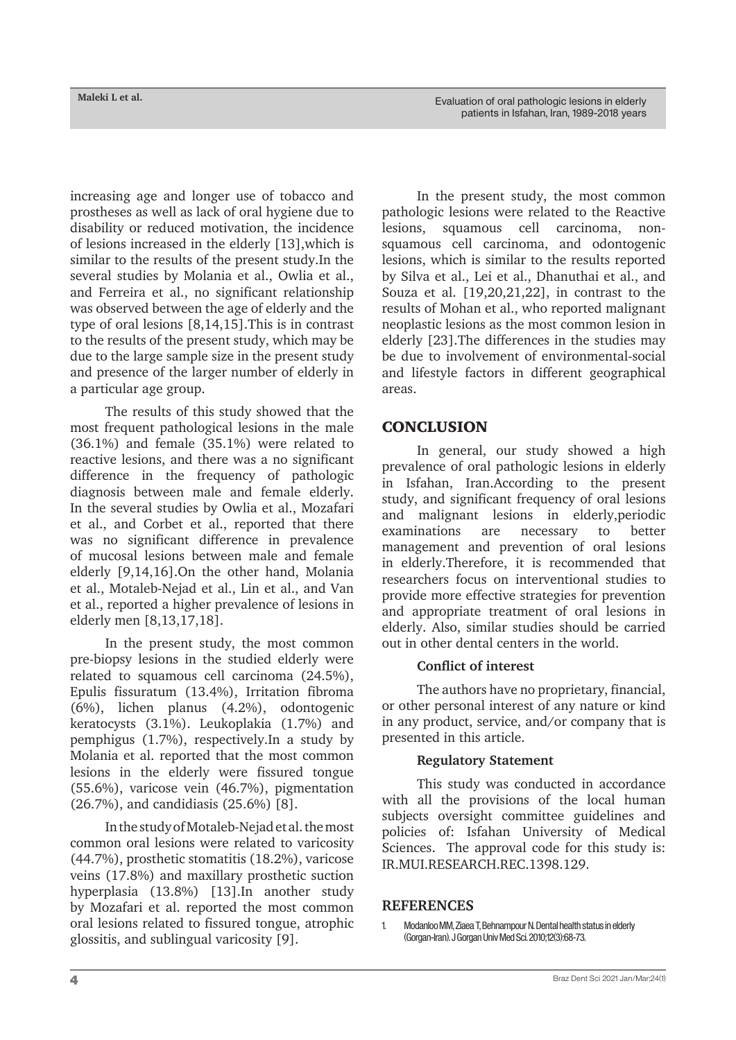increasing age and longer use of tobacco and prostheses as well as lack of oral hygiene due to disability or reduced motivation, the incidence of lesions increased in the elderly [13],which is similar to the results of the present study.In the several studies by Molania et al., Owlia et al., and Ferreira et al., no significant relationship was observed between the age of elderly and the type of oral lesions [8,14,15].This is in contrast to the results of the present study, which may be due to the large sample size in the present study and presence of the larger number of elderly in a particular age group.

The results of this study showed that the most frequent pathological lesions in the male (36.1%) and female (35.1%) were related to reactive lesions, and there was a no significant difference in the frequency of pathologic diagnosis between male and female elderly. In the several studies by Owlia et al., Mozafari et al., and Corbet et al., reported that there was no significant difference in prevalence of mucosal lesions between male and female elderly [9,14,16].On the other hand, Molania et al., Motaleb-Nejad et al., Lin et al., and Van et al., reported a higher prevalence of lesions in elderly men [8,13,17,18].

In the present study, the most common pre-biopsy lesions in the studied elderly were related to squamous cell carcinoma (24.5%), Epulis fissuratum (13.4%), Irritation fibroma (6%), lichen planus (4.2%), odontogenic keratocysts (3.1%). Leukoplakia (1.7%) and pemphigus (1.7%), respectively.In a study by Molania et al. reported that the most common lesions in the elderly were fissured tongue (55.6%), varicose vein (46.7%), pigmentation (26.7%), and candidiasis (25.6%) [8].

In the study of Motaleb-Nejad et al. the most common oral lesions were related to varicosity (44.7%), prosthetic stomatitis (18.2%), varicose veins (17.8%) and maxillary prosthetic suction hyperplasia (13.8%) [13].In another study by Mozafari et al. reported the most common oral lesions related to fissured tongue, atrophic glossitis, and sublingual varicosity [9].

In the present study, the most common pathologic lesions were related to the Reactive lesions, squamous cell carcinoma, non-squamous cell carcinoma, and odontogenic lesions, which is similar to the results reported by Silva et al., Lei et al., Dhanuthai et al., and Souza et al. [19,20,21,22], in contrast to the results of Mohan et al., who reported malignant neoplastic lesions as the most common lesion in elderly [23].The differences in the studies may be due to involvement of environmental-social and lifestyle factors in different geographical areas.

## CONCLUSION

In general, our study showed a high prevalence of oral pathologic lesions in elderly in Isfahan, Iran.According to the present study, and significant frequency of oral lesions and malignant lesions in elderly,periodic examinations are necessary to better management and prevention of oral lesions in elderly.Therefore, it is recommended that researchers focus on interventional studies to provide more effective strategies for prevention and appropriate treatment of oral lesions in elderly. Also, similar studies should be carried out in other dental centers in the world.

**Conflict of interest**

The authors have no proprietary, financial, or other personal interest of any nature or kind in any product, service, and/or company that is presented in this article.

**Regulatory Statement**

This study was conducted in accordance with all the provisions of the local human subjects oversight committee guidelines and policies of: Isfahan University of Medical Sciences. The approval code for this study is: IR.MUI.RESEARCH.REC.1398.129.

## REFERENCES

1. Modanloo MM, Ziaea T, Behnampour N. Dental health status in elderly (Gorgan-Iran). J Gorgan Univ Med Sci. 2010;12(3):68-73.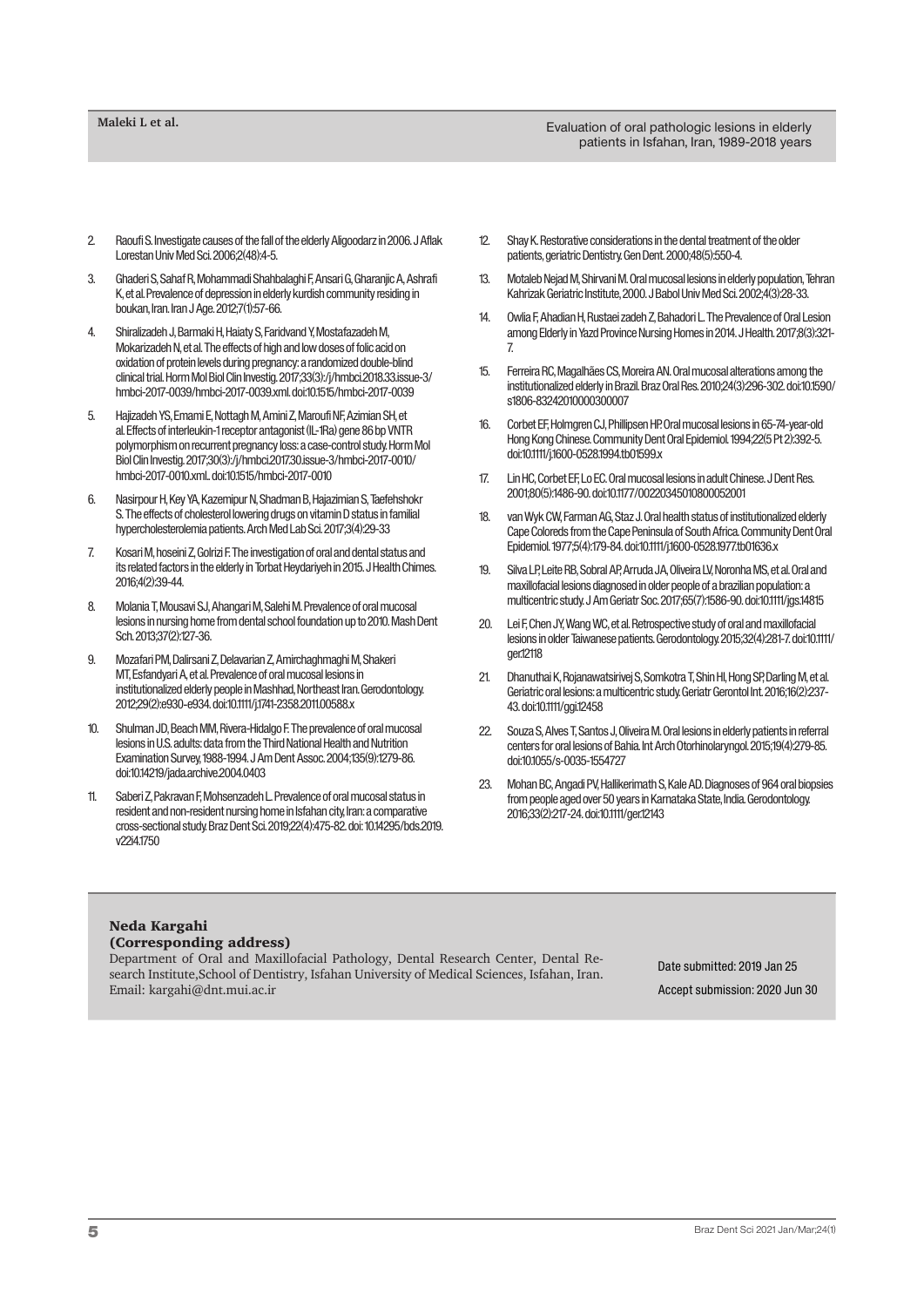2. Raoufi S. Investigate causes of the fall of the elderly Aligoodarz in 2006. J Aflak Lorestan Univ Med Sci. 2006;2(48):4-5.

3. Ghaderi S, Sahaf R, Mohammadi Shahbalaghi F, Ansari G, Gharanjic A, Ashrafi K, et al. Prevalence of depression in elderly kurdish community residing in boukan, Iran. Iran J Age. 2012;7(1):57-66.

4. Shiralizadeh J, Barmaki H, Haiaty S, Faridvand Y, Mostafazadeh M, Mokarizadeh N, et al. The effects of high and low doses of folic acid on oxidation of protein levels during pregnancy: a randomized double-blind clinical trial. Horm Mol Biol Clin Investig. 2017;33(3):/j/hmbci.2018.33.issue-3/hmbci-2017-0039/hmbci-2017-0039.xml. doi:10.1515/hmbci-2017-0039

5. Hajizadeh YS, Emami E, Nottagh M, Amini Z, Maroufi NF, Azimian SH, et al. Effects of interleukin-1 receptor antagonist (IL-1Ra) gene 86 bp VNTR polymorphism on recurrent pregnancy loss: a case-control study. Horm Mol Biol Clin Investig. 2017;30(3):/j/hmbci.2017.30.issue-3/hmbci-2017-0010/hmbci-2017-0010.xml.. doi:10.1515/hmbci-2017-0010

6. Nasirpour H, Key YA, Kazemipur N, Shadman B, Hajazimian S, Taefehshokr S. The effects of cholesterol lowering drugs on vitamin D status in familial hypercholesterolemia patients. Arch Med Lab Sci. 2017;3(4):29-33

7. Kosari M, hoseini Z, Golrizi F. The investigation of oral and dental status and its related factors in the elderly in Torbat Heydariyeh in 2015. J Health Chimes. 2016;4(2):39-44.

8. Molania T, Mousavi SJ, Ahangari M, Salehi M. Prevalence of oral mucosal lesions in nursing home from dental school foundation up to 2010. Mash Dent Sch. 2013;37(2):127-36.

9. Mozafari PM, Dalirsani Z, Delavarian Z, Amirchaghmaghi M, Shakeri MT, Esfandyari A, et al. Prevalence of oral mucosal lesions in institutionalized elderly people in Mashhad, Northeast Iran. Gerodontology. 2012;29(2):e930-e934. doi:10.1111/j.1741-2358.2011.00588.x

10. Shulman JD, Beach MM, Rivera-Hidalgo F. The prevalence of oral mucosal lesions in U.S. adults: data from the Third National Health and Nutrition Examination Survey, 1988-1994. J Am Dent Assoc. 2004;135(9):1279-86. doi:10.14219/jada.archive.2004.0403

11. Saberi Z, Pakravan F, Mohsenzadeh L. Prevalence of oral mucosal status in resident and non-resident nursing home in Isfahan city, Iran: a comparative cross-sectional study. Braz Dent Sci. 2019;22(4):475-82. doi: 10.14295/bds.2019.v22i4.1750

12. Shay K. Restorative considerations in the dental treatment of the older patients, geriatric Dentistry. Gen Dent. 2000;48(5):550-4.

13. Motaleb Nejad M, Shirvani M. Oral mucosal lesions in elderly population, Tehran Kahrizak Geriatric Institute, 2000. J Babol Univ Med Sci. 2002;4(3):28-33.

14. Owlia F, Ahadian H, Rustaei zadeh Z, Bahadori L. The Prevalence of Oral Lesion among Elderly in Yazd Province Nursing Homes in 2014. J Health. 2017;8(3):321-7.

15. Ferreira RC, Magalhães CS, Moreira AN. Oral mucosal alterations among the institutionalized elderly in Brazil. Braz Oral Res. 2010;24(3):296-302. doi:10.1590/s1806-83242010000300007

16. Corbet EF, Holmgren CJ, Phillipsen HP. Oral mucosal lesions in 65-74-year-old Hong Kong Chinese. Community Dent Oral Epidemiol. 1994;22(5 Pt 2):392-5. doi:10.1111/j.1600-0528.1994.tb01599.x

17. Lin HC, Corbet EF, Lo EC. Oral mucosal lesions in adult Chinese. J Dent Res. 2001;80(5):1486-90. doi:10.1177/00220345010800052001

18. van Wyk CW, Farman AG, Staz J. Oral health status of institutionalized elderly Cape Coloreds from the Cape Peninsula of South Africa. Community Dent Oral Epidemiol. 1977;5(4):179-84. doi:10.1111/j.1600-0528.1977.tb01636.x

19. Silva LP, Leite RB, Sobral AP, Arruda JA, Oliveira LV, Noronha MS, et al. Oral and maxillofacial lesions diagnosed in older people of a brazilian population: a multicentric study. J Am Geriatr Soc. 2017;65(7):1586-90. doi:10.1111/jgs.14815

20. Lei F, Chen JY, Wang WC, et al. Retrospective study of oral and maxillofacial lesions in older Taiwanese patients. Gerodontology. 2015;32(4):281-7. doi:10.1111/ger.12118

21. Dhanuthai K, Rojanawatsirivej S, Somkotra T, Shin HI, Hong SP, Darling M, et al. Geriatric oral lesions: a multicentric study. Geriatr Gerontol Int. 2016;16(2):237-43. doi:10.1111/ggi.12458

22. Souza S, Alves T, Santos J, Oliveira M. Oral lesions in elderly patients in referral centers for oral lesions of Bahia. Int Arch Otorhinolaryngol. 2015;19(4):279-85. doi:10.1055/s-0035-1554727

23. Mohan BC, Angadi PV, Hallikerimath S, Kale AD. Diagnoses of 964 oral biopsies from people aged over 50 years in Karnataka State, India. Gerodontology. 2016;33(2):217-24. doi:10.1111/ger.12143

**Neda Kargahi**
**(Corresponding address)**
Department of Oral and Maxillofacial Pathology, Dental Research Center, Dental Research Institute,School of Dentistry, Isfahan University of Medical Sciences, Isfahan, Iran.
Email: kargahi@dnt.mui.ac.ir

Date submitted: 2019 Jan 25
Accept submission: 2020 Jun 30